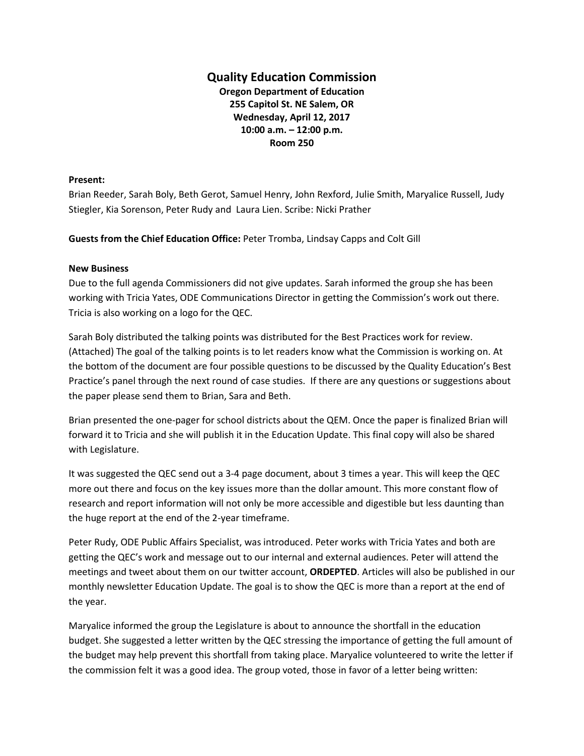# Quality Education Commission

**Oregon Department of Education**
**255 Capitol St. NE Salem, OR**
**Wednesday, April 12, 2017**
**10:00 a.m. – 12:00 p.m.**
**Room 250**

**Present:**
Brian Reeder, Sarah Boly, Beth Gerot, Samuel Henry, John Rexford, Julie Smith, Maryalice Russell, Judy Stiegler, Kia Sorenson, Peter Rudy and Laura Lien. Scribe: Nicki Prather

**Guests from the Chief Education Office:** Peter Tromba, Lindsay Capps and Colt Gill

**New Business**
Due to the full agenda Commissioners did not give updates. Sarah informed the group she has been working with Tricia Yates, ODE Communications Director in getting the Commission's work out there. Tricia is also working on a logo for the QEC.

Sarah Boly distributed the talking points was distributed for the Best Practices work for review. (Attached) The goal of the talking points is to let readers know what the Commission is working on. At the bottom of the document are four possible questions to be discussed by the Quality Education's Best Practice's panel through the next round of case studies. If there are any questions or suggestions about the paper please send them to Brian, Sara and Beth.

Brian presented the one-pager for school districts about the QEM. Once the paper is finalized Brian will forward it to Tricia and she will publish it in the Education Update. This final copy will also be shared with Legislature.

It was suggested the QEC send out a 3-4 page document, about 3 times a year. This will keep the QEC more out there and focus on the key issues more than the dollar amount. This more constant flow of research and report information will not only be more accessible and digestible but less daunting than the huge report at the end of the 2-year timeframe.

Peter Rudy, ODE Public Affairs Specialist, was introduced. Peter works with Tricia Yates and both are getting the QEC's work and message out to our internal and external audiences. Peter will attend the meetings and tweet about them on our twitter account, **ORDEPTED**. Articles will also be published in our monthly newsletter Education Update. The goal is to show the QEC is more than a report at the end of the year.

Maryalice informed the group the Legislature is about to announce the shortfall in the education budget. She suggested a letter written by the QEC stressing the importance of getting the full amount of the budget may help prevent this shortfall from taking place. Maryalice volunteered to write the letter if the commission felt it was a good idea. The group voted, those in favor of a letter being written: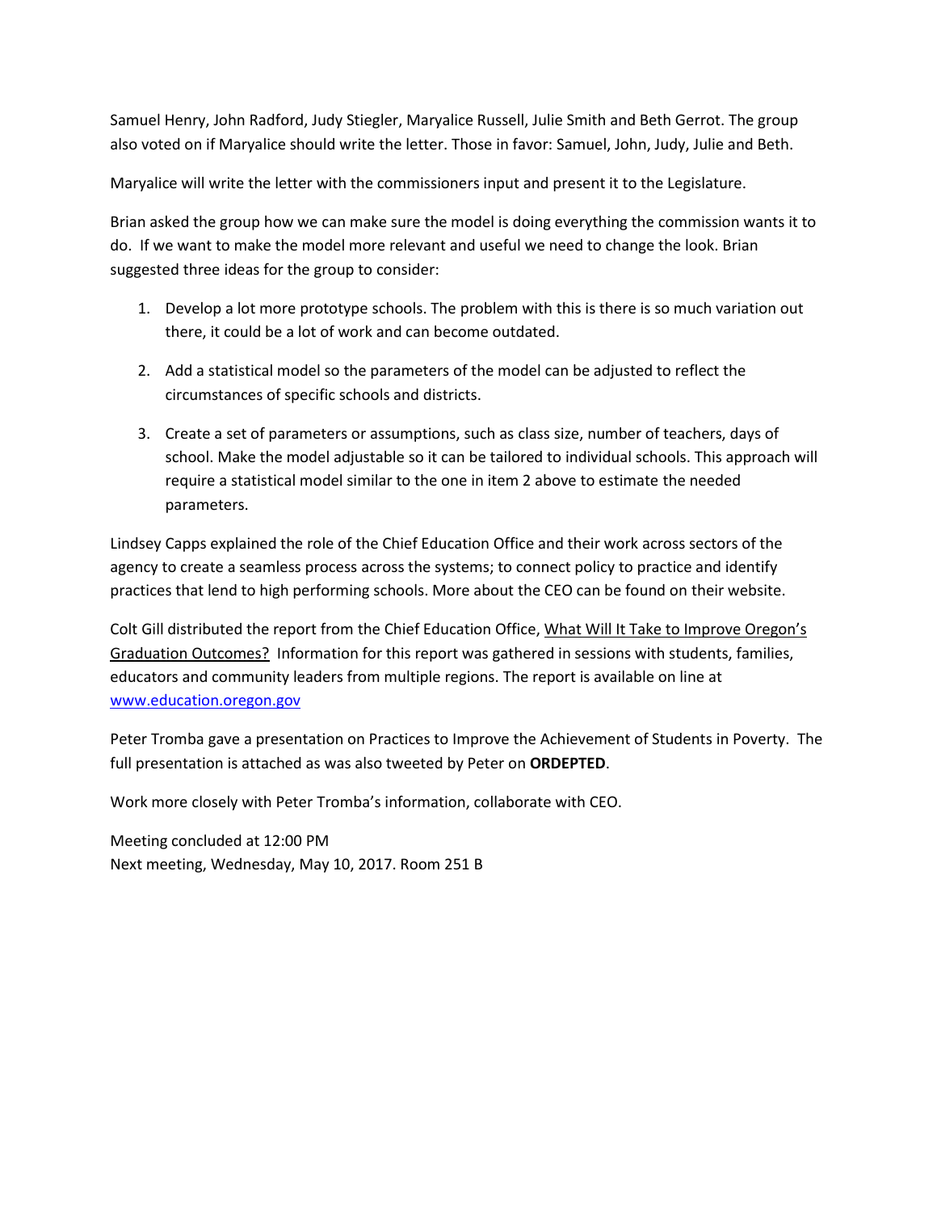Samuel Henry, John Radford, Judy Stiegler, Maryalice Russell, Julie Smith and Beth Gerrot. The group also voted on if Maryalice should write the letter. Those in favor: Samuel, John, Judy, Julie and Beth.

Maryalice will write the letter with the commissioners input and present it to the Legislature.

Brian asked the group how we can make sure the model is doing everything the commission wants it to do. If we want to make the model more relevant and useful we need to change the look. Brian suggested three ideas for the group to consider:

1. Develop a lot more prototype schools. The problem with this is there is so much variation out there, it could be a lot of work and can become outdated.
2. Add a statistical model so the parameters of the model can be adjusted to reflect the circumstances of specific schools and districts.
3. Create a set of parameters or assumptions, such as class size, number of teachers, days of school. Make the model adjustable so it can be tailored to individual schools. This approach will require a statistical model similar to the one in item 2 above to estimate the needed parameters.

Lindsey Capps explained the role of the Chief Education Office and their work across sectors of the agency to create a seamless process across the systems; to connect policy to practice and identify practices that lend to high performing schools. More about the CEO can be found on their website.

Colt Gill distributed the report from the Chief Education Office, What Will It Take to Improve Oregon's Graduation Outcomes? Information for this report was gathered in sessions with students, families, educators and community leaders from multiple regions. The report is available on line at [www.education.oregon.gov](www.education.oregon.gov)

Peter Tromba gave a presentation on Practices to Improve the Achievement of Students in Poverty. The full presentation is attached as was also tweeted by Peter on **ORDEPTED**.

Work more closely with Peter Tromba's information, collaborate with CEO.

Meeting concluded at 12:00 PM
Next meeting, Wednesday, May 10, 2017. Room 251 B